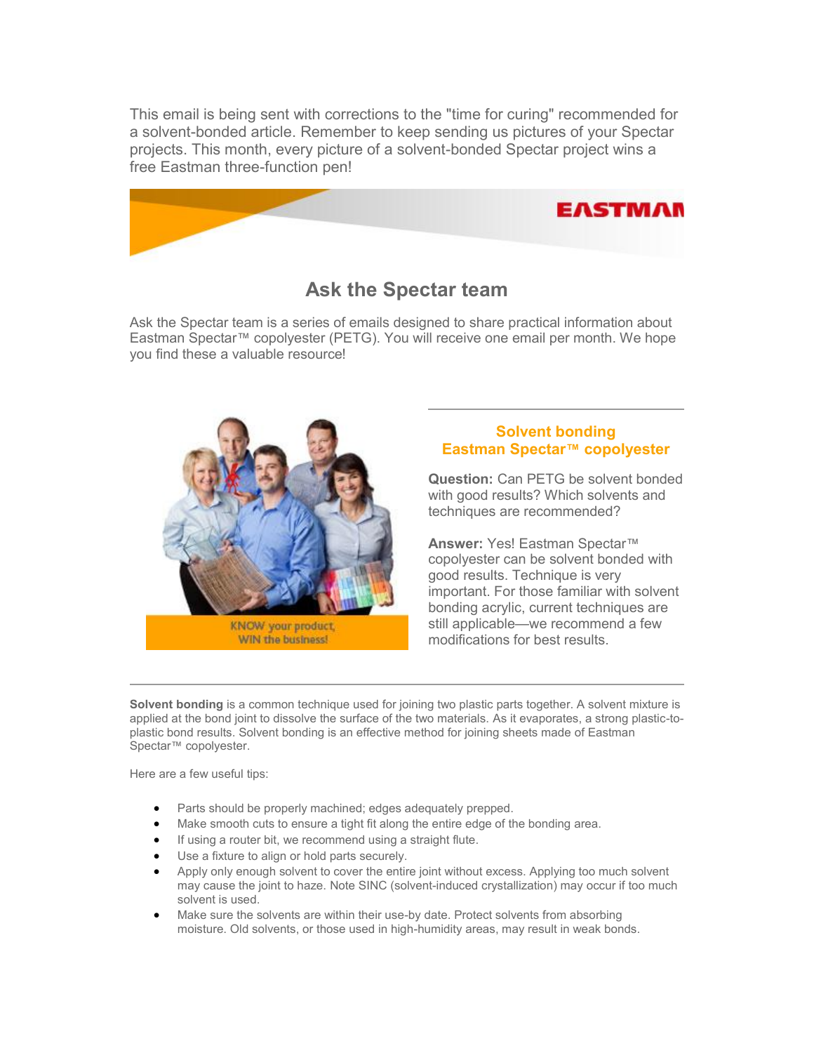This email is being sent with corrections to the "time for curing" recommended for a solvent-bonded article. Remember to keep sending us pictures of your Spectar projects. This month, every picture of a solvent-bonded Spectar project wins a free Eastman three-function pen!

# Ask the Spectar team

Ask the Spectar team is a series of emails designed to share practical information about Eastman Spectar™ copolyester (PETG). You will receive one email per month. We hope you find these a valuable resource!

## Solvent bonding Eastman Spectar™ copolyester

**Question:** Can PETG be solvent bonded with good results? Which solvents and techniques are recommended?

**Answer:** Yes! Eastman Spectar™ copolyester can be solvent bonded with good results. Technique is very important. For those familiar with solvent bonding acrylic, current techniques are still applicable—we recommend a few modifications for best results.

**Solvent bonding** is a common technique used for joining two plastic parts together. A solvent mixture is applied at the bond joint to dissolve the surface of the two materials. As it evaporates, a strong plastic-to-plastic bond results. Solvent bonding is an effective method for joining sheets made of Eastman Spectar™ copolyester.

Here are a few useful tips:

- Parts should be properly machined; edges adequately prepped.
- Make smooth cuts to ensure a tight fit along the entire edge of the bonding area.
- If using a router bit, we recommend using a straight flute.
- Use a fixture to align or hold parts securely.
- Apply only enough solvent to cover the entire joint without excess. Applying too much solvent may cause the joint to haze. Note SINC (solvent-induced crystallization) may occur if too much solvent is used.
- Make sure the solvents are within their use-by date. Protect solvents from absorbing moisture. Old solvents, or those used in high-humidity areas, may result in weak bonds.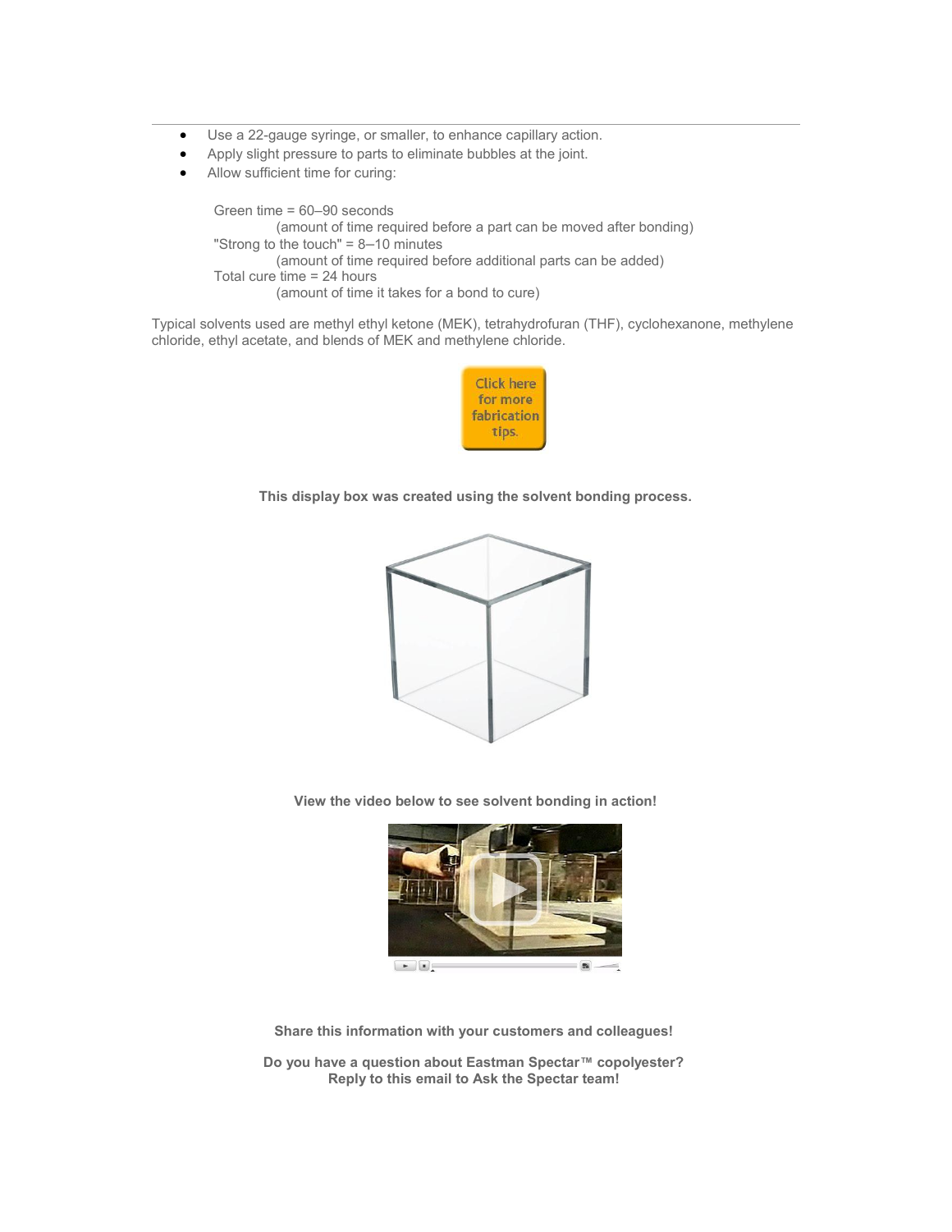- Use a 22-gauge syringe, or smaller, to enhance capillary action.
- Apply slight pressure to parts to eliminate bubbles at the joint.
- Allow sufficient time for curing:

  Green time = 60–90 seconds
  (amount of time required before a part can be moved after bonding)
  "Strong to the touch" = 8–10 minutes
  (amount of time required before additional parts can be added)
  Total cure time = 24 hours
  (amount of time it takes for a bond to cure)

Typical solvents used are methyl ethyl ketone (MEK), tetrahydrofuran (THF), cyclohexanone, methylene chloride, ethyl acetate, and blends of MEK and methylene chloride.

Click here for more fabrication tips.

**This display box was created using the solvent bonding process.**

**View the video below to see solvent bonding in action!**

**Share this information with your customers and colleagues!**

**Do you have a question about Eastman Spectar™ copolyester?**
**Reply to this email to Ask the Spectar team!**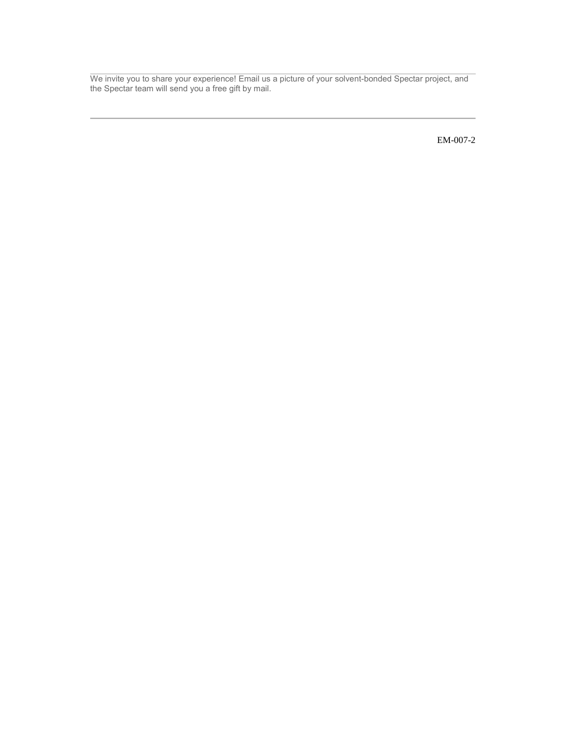We invite you to share your experience! Email us a picture of your solvent-bonded Spectar project, and the Spectar team will send you a free gift by mail.

---

EM-007-2